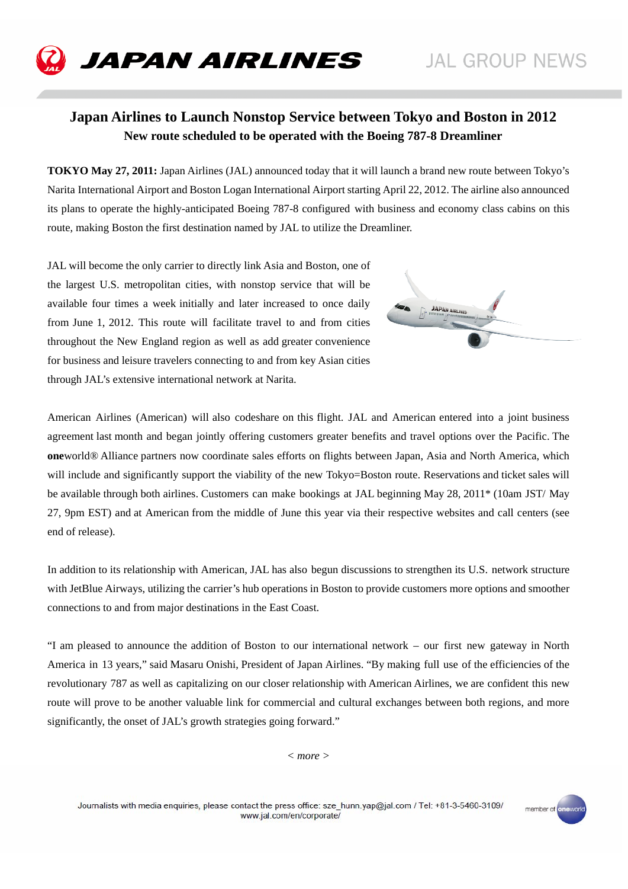# Japan Airlines to Launch Nonstop Service between Tokyo and Boston in 2012

## New route scheduled to be operated with the Boeing 787-8 Dreamliner

**TOKYO May 27, 2011:** Japan Airlines (JAL) announced today that it will launch a brand new route between Tokyo's Narita International Airport and Boston Logan International Airport starting April 22, 2012. The airline also announced its plans to operate the highly-anticipated Boeing 787-8 configured with business and economy class cabins on this route, making Boston the first destination named by JAL to utilize the Dreamliner.

JAL will become the only carrier to directly link Asia and Boston, one of the largest U.S. metropolitan cities, with nonstop service that will be available four times a week initially and later increased to once daily from June 1, 2012. This route will facilitate travel to and from cities throughout the New England region as well as add greater convenience for business and leisure travelers connecting to and from key Asian cities through JAL's extensive international network at Narita.

American Airlines (American) will also codeshare on this flight. JAL and American entered into a joint business agreement last month and began jointly offering customers greater benefits and travel options over the Pacific. The **one**world® Alliance partners now coordinate sales efforts on flights between Japan, Asia and North America, which will include and significantly support the viability of the new Tokyo=Boston route. Reservations and ticket sales will be available through both airlines. Customers can make bookings at JAL beginning May 28, 2011* (10am JST/ May 27, 9pm EST) and at American from the middle of June this year via their respective websites and call centers (see end of release).

In addition to its relationship with American, JAL has also begun discussions to strengthen its U.S. network structure with JetBlue Airways, utilizing the carrier's hub operations in Boston to provide customers more options and smoother connections to and from major destinations in the East Coast.

"I am pleased to announce the addition of Boston to our international network – our first new gateway in North America in 13 years," said Masaru Onishi, President of Japan Airlines. "By making full use of the efficiencies of the revolutionary 787 as well as capitalizing on our closer relationship with American Airlines, we are confident this new route will prove to be another valuable link for commercial and cultural exchanges between both regions, and more significantly, the onset of JAL's growth strategies going forward."

*< more >*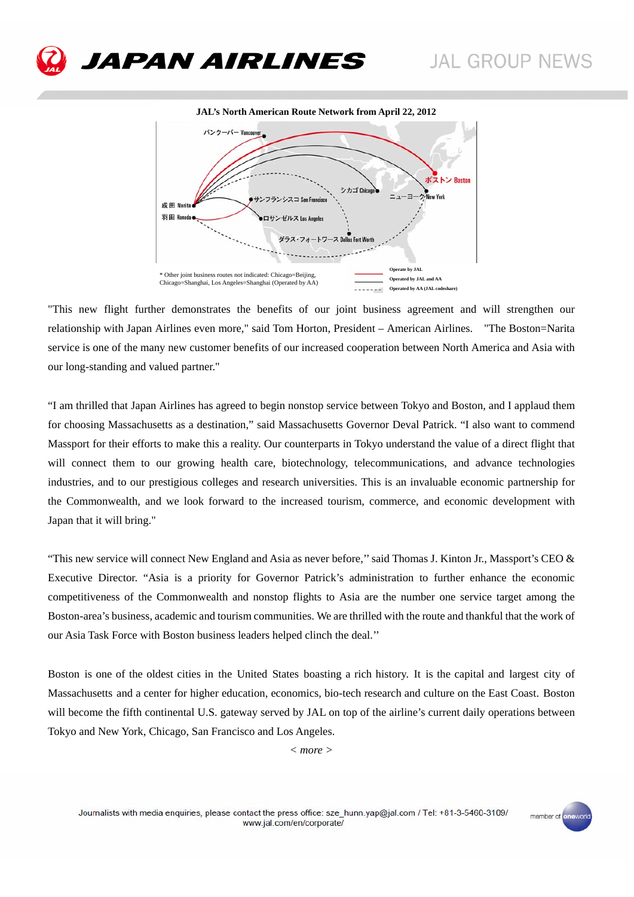**JAL's North American Route Network from April 22, 2012**

バンクーバー Vancouver

ボストン Boston

シカゴ Chicago

ニューヨーク New York

サンフランシスコ San Francisco

成田 Narita

羽田 Haneda

ロサンゼルス Los Angeles

ダラス・フォートワース Dallas Fort Worth

* Other joint business routes not indicated: Chicago=Beijing, Chicago=Shanghai, Los Angeles=Shanghai (Operated by AA)

Operate by JAL
Operated by JAL and AA
Operated by AA (JAL codeshare)

"This new flight further demonstrates the benefits of our joint business agreement and will strengthen our relationship with Japan Airlines even more," said Tom Horton, President – American Airlines. "The Boston=Narita service is one of the many new customer benefits of our increased cooperation between North America and Asia with our long-standing and valued partner."

"I am thrilled that Japan Airlines has agreed to begin nonstop service between Tokyo and Boston, and I applaud them for choosing Massachusetts as a destination," said Massachusetts Governor Deval Patrick. "I also want to commend Massport for their efforts to make this a reality. Our counterparts in Tokyo understand the value of a direct flight that will connect them to our growing health care, biotechnology, telecommunications, and advance technologies industries, and to our prestigious colleges and research universities. This is an invaluable economic partnership for the Commonwealth, and we look forward to the increased tourism, commerce, and economic development with Japan that it will bring."

"This new service will connect New England and Asia as never before," said Thomas J. Kinton Jr., Massport's CEO & Executive Director. "Asia is a priority for Governor Patrick's administration to further enhance the economic competitiveness of the Commonwealth and nonstop flights to Asia are the number one service target among the Boston-area's business, academic and tourism communities. We are thrilled with the route and thankful that the work of our Asia Task Force with Boston business leaders helped clinch the deal."

Boston is one of the oldest cities in the United States boasting a rich history. It is the capital and largest city of Massachusetts and a center for higher education, economics, bio-tech research and culture on the East Coast. Boston will become the fifth continental U.S. gateway served by JAL on top of the airline's current daily operations between Tokyo and New York, Chicago, San Francisco and Los Angeles.

*< more >*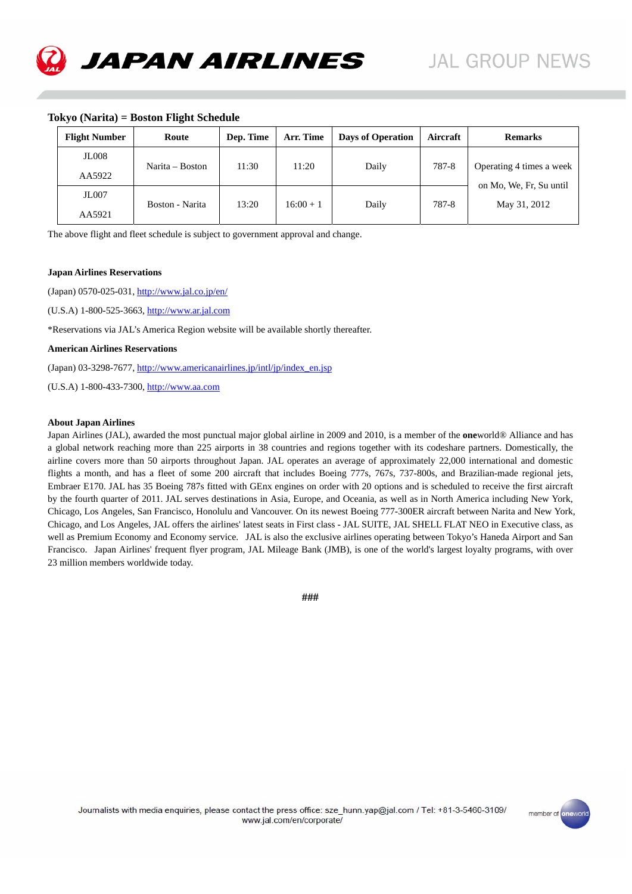## Tokyo (Narita) = Boston Flight Schedule

| Flight Number | Route | Dep. Time | Arr. Time | Days of Operation | Aircraft | Remarks |
|---|---|---|---|---|---|---|
| JL008 AA5922 | Narita – Boston | 11:30 | 11:20 | Daily | 787-8 | Operating 4 times a week on Mo, We, Fr, Su until May 31, 2012 |
| JL007 AA5921 | Boston - Narita | 13:20 | 16:00 + 1 | Daily | 787-8 | |

The above flight and fleet schedule is subject to government approval and change.

**Japan Airlines Reservations**

(Japan) 0570-025-031, http://www.jal.co.jp/en/

(U.S.A) 1-800-525-3663, http://www.ar.jal.com

*Reservations via JAL's America Region website will be available shortly thereafter.

**American Airlines Reservations**

(Japan) 03-3298-7677, http://www.americanairlines.jp/intl/jp/index_en.jsp

(U.S.A) 1-800-433-7300, http://www.aa.com

**About Japan Airlines**

Japan Airlines (JAL), awarded the most punctual major global airline in 2009 and 2010, is a member of the **one**world® Alliance and has a global network reaching more than 225 airports in 38 countries and regions together with its codeshare partners. Domestically, the airline covers more than 50 airports throughout Japan. JAL operates an average of approximately 22,000 international and domestic flights a month, and has a fleet of some 200 aircraft that includes Boeing 777s, 767s, 737-800s, and Brazilian-made regional jets, Embraer E170. JAL has 35 Boeing 787s fitted with GEnx engines on order with 20 options and is scheduled to receive the first aircraft by the fourth quarter of 2011. JAL serves destinations in Asia, Europe, and Oceania, as well as in North America including New York, Chicago, Los Angeles, San Francisco, Honolulu and Vancouver. On its newest Boeing 777-300ER aircraft between Narita and New York, Chicago, and Los Angeles, JAL offers the airlines' latest seats in First class - JAL SUITE, JAL SHELL FLAT NEO in Executive class, as well as Premium Economy and Economy service. JAL is also the exclusive airlines operating between Tokyo's Haneda Airport and San Francisco. Japan Airlines' frequent flyer program, JAL Mileage Bank (JMB), is one of the world's largest loyalty programs, with over 23 million members worldwide today.

###

Journalists with media enquiries, please contact the press office: sze_hunn.yap@jal.com / Tel: +81-3-5460-3109/ www.jal.com/en/corporate/